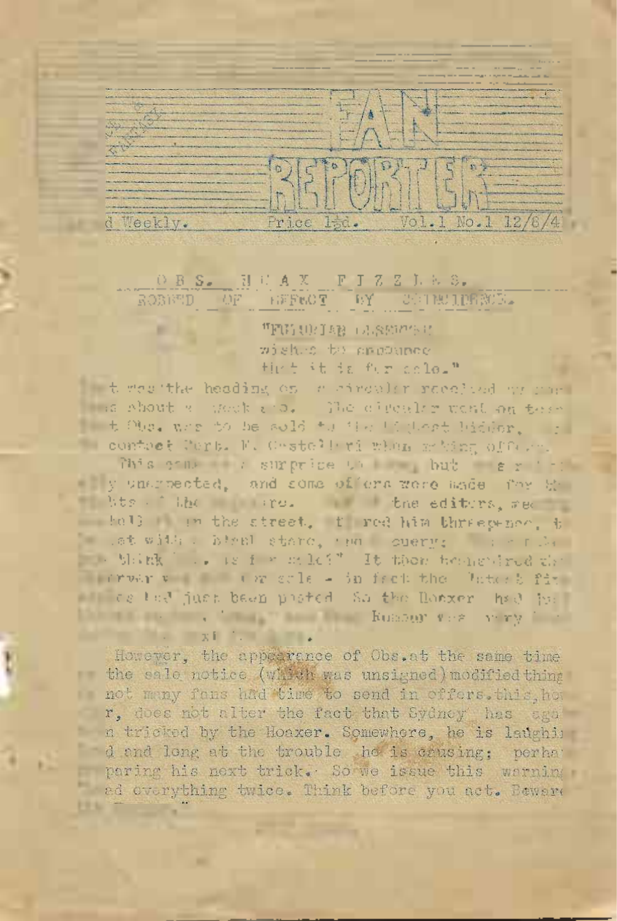# FAN REPORTER

d Weekly. Price 1½d. Vol.1 No.1 12/8/4

## OBS. HOAX FIZZLES. ROBBED OF EFFECT BY COINCIDENCE.

"FUTURIAN OBSERVER
wishes to announce
that it is for sale."

t was the heading on a circular received by some s about a week ago. The circular went on to say t Obs. was to be sold to the highest bidder, contact Corp. V. Castellari when making offers.

This came as a surprise to many, but was y unexpected, and some offers were made for the hts of the magazine. ... the editors, ... hold ... in the street, ... red him threepence, ... ent with a blank stare, ... query: ... think ... is for sale?" It then transpired that ... never was ... for sale - in fact the latest fi... ce had just been posted. So the Hoaxer had ... ... Hoaxer was very ...

However, the appearance of Obs. at the same time the sale notice (which was unsigned) modified thing not many fans had time to send in offers. this, ho r, does not alter the fact that Sydney has aga n tricked by the Hoaxer. Somewhere, he is laughi d and long at the trouble he is causing; perha paring his next trick. So we issue this warning ed everything twice. Think before you act. Beware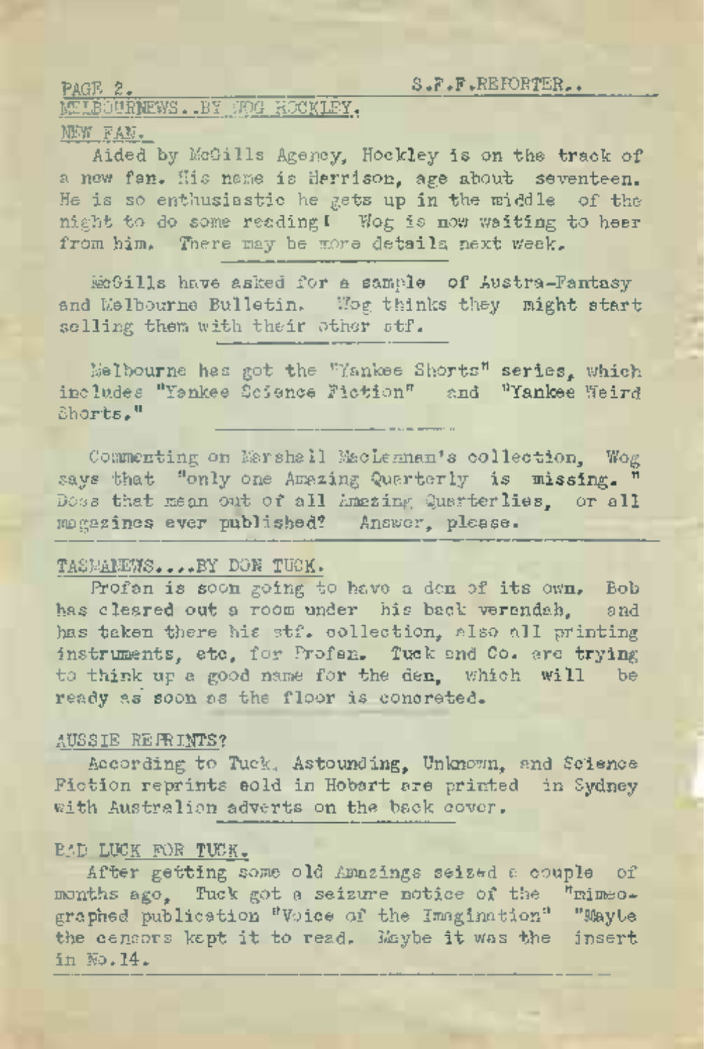## MELBOURNEWS..BY WOG HOCKLEY.

### NEW FAN.

Aided by McGills Agency, Hockley is on the track of a new fan. His name is Harrison, age about seventeen. He is so enthusiastic he gets up in the middle of the night to do some reading! Wog is now waiting to hear from him. There may be more details next week.

McGills have asked for a sample of Austra-Fantasy and Melbourne Bulletin. Wog thinks they might start selling them with their other stf.

Melbourne has got the "Yankee Shorts" series, which includes "Yankee Science Fiction" and "Yankee Weird Shorts."

Commenting on Marshall MacLennan's collection, Wog says that "only one Amazing Quarterly is missing." Does that mean out of all Amazing Quarterlies, or all magazines ever published? Answer, please.

## TASMANEWS....BY DON TUCK.

Profan is soon going to have a den of its own. Bob has cleared out a room under his back verandah, and has taken there his stf. collection, also all printing instruments, etc, for Profan. Tuck and Co. are trying to think up a good name for the den, which will be ready as soon as the floor is concreted.

### AUSSIE REPRINTS?

According to Tuck, Astounding, Unknown, and Science Fiction reprints sold in Hobart are printed in Sydney with Australian adverts on the back cover.

### BAD LUCK FOR TUCK.

After getting some old Amazings seized a couple of months ago, Tuck got a seizure notice of the "mimeographed publication "Voice of the Imagination" "Maybe the censors kept it to read. Maybe it was the insert in No.14.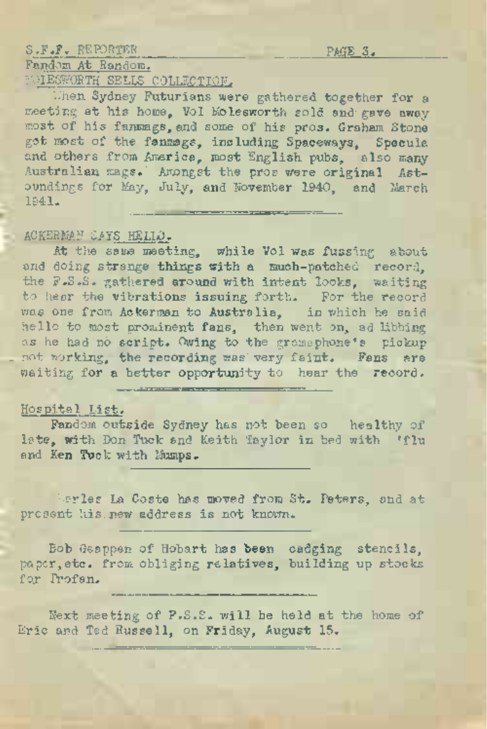Fandom At Random.

MOLESWORTH SELLS COLLECTION.

When Sydney Futurians were gathered together for a meeting at his home, Vol Molesworth sold and gave away most of his fanmags, and some of his pros. Graham Stone got most of the fanmags, including Spaceways, Specula and others from America, most English pubs, also many Australian mags. Amongst the pros were original Astoundings for May, July, and November 1940, and March 1941.

---

ACKERMAN SAYS HELLO.

At the same meeting, while Vol was fussing about and doing strange things with a much-patched record, the F.S.S. gathered around with intent looks, waiting to hear the vibrations issuing forth. For the record was one from Ackerman to Australia, in which he said hello to most prominent fans, then went on, ad libbing as he had no script. Owing to the gramaphone's pickup not working, the recording was very faint. Fans are waiting for a better opportunity to hear the record.

---

Hospital List.

Fandom outside Sydney has not been so healthy of late, with Don Tuck and Keith Taylor in bed with 'flu and Ken Tuck with Mumps.

---

Merles La Coste has moved from St. Peters, and at present his new address is not known.

---

Bob Geappen of Hobart has been cadging stencils, paper, etc. from obliging relatives, building up stocks for Profan.

---

Next meeting of F.S.S. will be held at the home of Eric and Ted Russell, on Friday, August 15.

---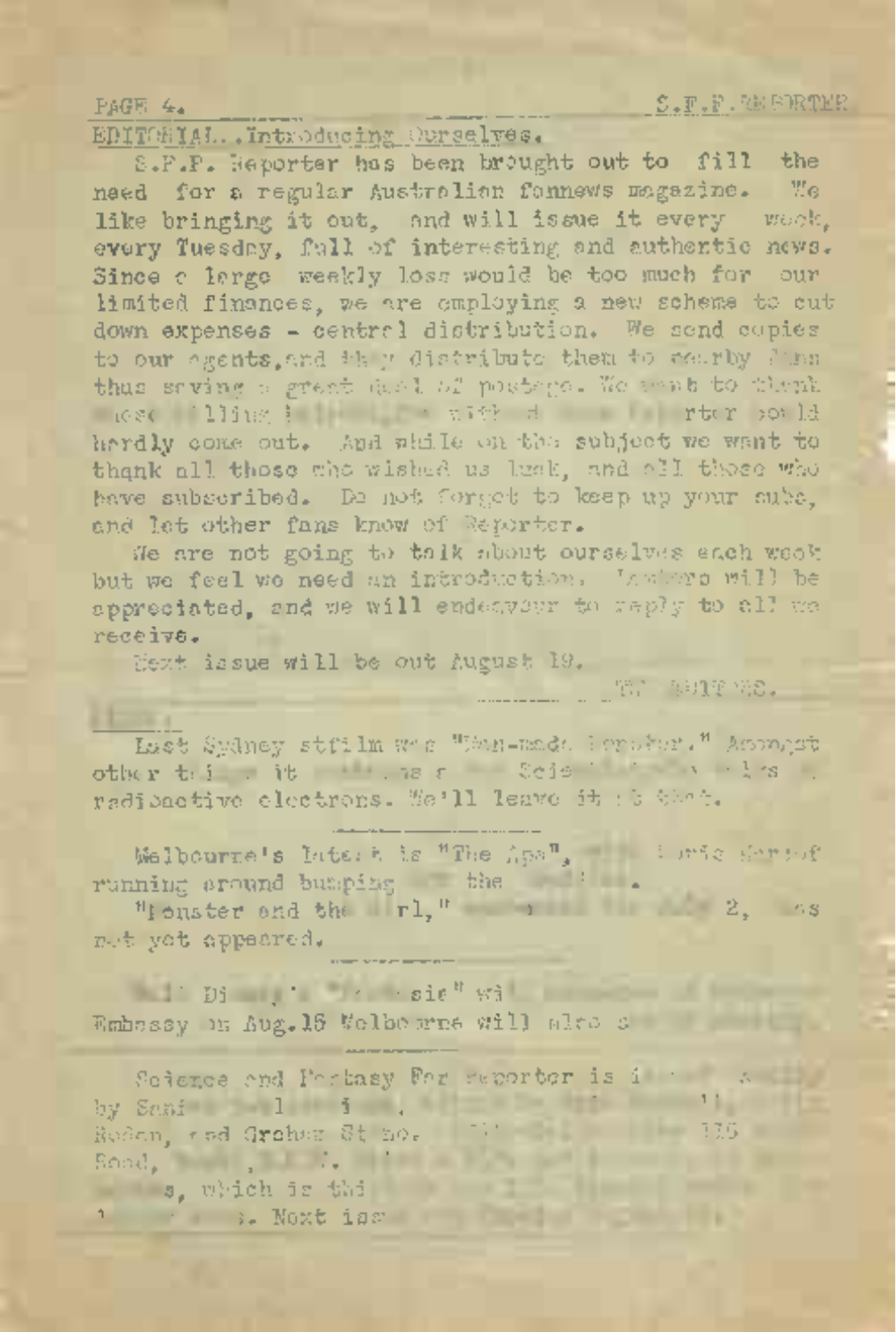EDITORIAL...Introducing Ourselves.

S.F.F. Reporter has been brought out to fill the need for a regular Australian fannews magazine. We like bringing it out, and will issue it every week, every Tuesday, full of interesting and authentic news. Since a large weekly loss would be too much for our limited finances, we are employing a new scheme to cut down expenses - central distribution. We send copies to our agents, and they distribute them to nearby fans thus saving a great deal of postage. We wish to thank these willing helpers, without whom Reporter could hardly come out. And while on the subject we want to thank all those who wished us luck, and all those who have subscribed. Do not forget to keep up your subs, and let other fans know of Reporter.

We are not going to talk about ourselves each week but we feel we need an introduction. Letters will be appreciated, and we will endeavour to reply to all we receive.

Next issue will be out August 19.

THE EDITORS.

---

Last Sydney stfilm was "Man-made Monster." Amongst other things it ... Science ... radioactive electrons. We'll leave it at that.

---

Melbourne's latest is "The Ape", ... running around bumping ... the ...

"Monster and the Girl," ... 2, has not yet appeared.

---

Walt Disney's "...sia" will ... Embassy on Aug.16 Melbourne will also ...

---

Science and Fantasy Fan Reporter is i... by Sani... Roden, and Graham St no. ... Road, ... s, which is the ... s. Next iss...